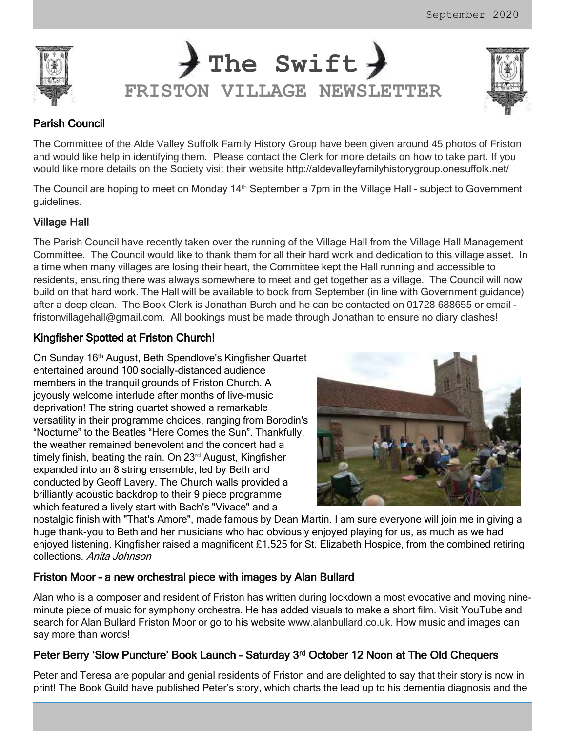# The Swift

## FRISTON VILLAGE NEWSLETTER

### Parish Council

The Committee of the Alde Valley Suffolk Family History Group have been given around 45 photos of Friston and would like help in identifying them. Please contact the Clerk for more details on how to take part. If you would like more details on the Society visit their website http://aldevalleyfamilyhistorygroup.onesuffolk.net/

The Council are hoping to meet on Monday 14th September a 7pm in the Village Hall – subject to Government guidelines.

### Village Hall

The Parish Council have recently taken over the running of the Village Hall from the Village Hall Management Committee. The Council would like to thank them for all their hard work and dedication to this village asset. In a time when many villages are losing their heart, the Committee kept the Hall running and accessible to residents, ensuring there was always somewhere to meet and get together as a village. The Council will now build on that hard work. The Hall will be available to book from September (in line with Government guidance) after a deep clean. The Book Clerk is Jonathan Burch and he can be contacted on 01728 688655 or email - fristonvillagehall@gmail.com. All bookings must be made through Jonathan to ensure no diary clashes!

### Kingfisher Spotted at Friston Church!

On Sunday 16th August, Beth Spendlove's Kingfisher Quartet entertained around 100 socially-distanced audience members in the tranquil grounds of Friston Church. A joyously welcome interlude after months of live-music deprivation! The string quartet showed a remarkable versatility in their programme choices, ranging from Borodin's “Nocturne” to the Beatles “Here Comes the Sun”. Thankfully, the weather remained benevolent and the concert had a timely finish, beating the rain. On 23rd August, Kingfisher expanded into an 8 string ensemble, led by Beth and conducted by Geoff Lavery. The Church walls provided a brilliantly acoustic backdrop to their 9 piece programme which featured a lively start with Bach's "Vivace" and a nostalgic finish with "That's Amore", made famous by Dean Martin. I am sure everyone will join me in giving a huge thank-you to Beth and her musicians who had obviously enjoyed playing for us, as much as we had enjoyed listening. Kingfisher raised a magnificent £1,525 for St. Elizabeth Hospice, from the combined retiring collections. *Anita Johnson*

### Friston Moor – a new orchestral piece with images by Alan Bullard

Alan who is a composer and resident of Friston has written during lockdown a most evocative and moving nine-minute piece of music for symphony orchestra. He has added visuals to make a short film. Visit YouTube and search for Alan Bullard Friston Moor or go to his website www.alanbullard.co.uk. How music and images can say more than words!

### Peter Berry ‘Slow Puncture’ Book Launch – Saturday 3rd October 12 Noon at The Old Chequers

Peter and Teresa are popular and genial residents of Friston and are delighted to say that their story is now in print! The Book Guild have published Peter’s story, which charts the lead up to his dementia diagnosis and the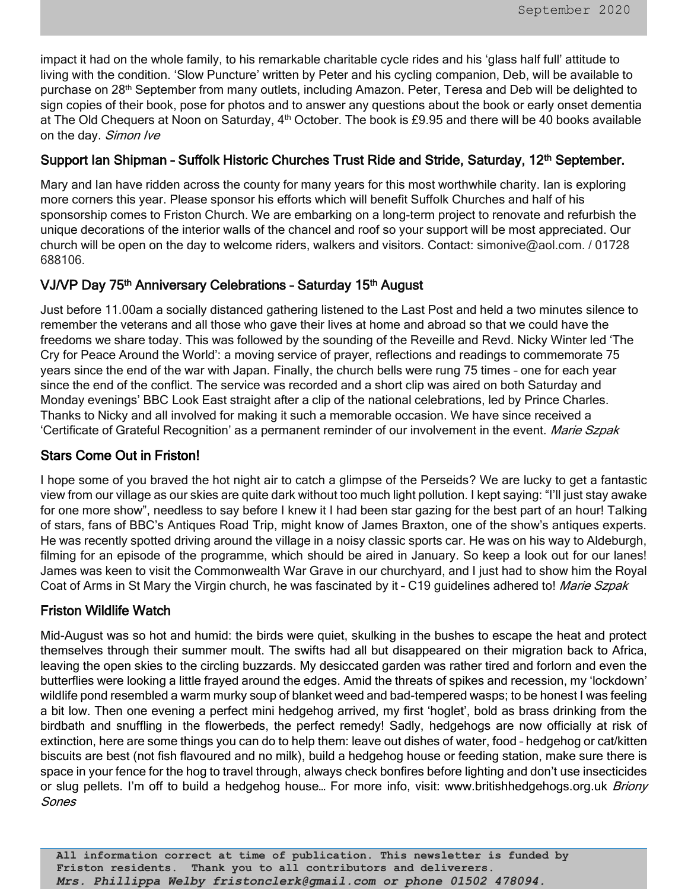impact it had on the whole family, to his remarkable charitable cycle rides and his 'glass half full' attitude to living with the condition. 'Slow Puncture' written by Peter and his cycling companion, Deb, will be available to purchase on 28th September from many outlets, including Amazon. Peter, Teresa and Deb will be delighted to sign copies of their book, pose for photos and to answer any questions about the book or early onset dementia at The Old Chequers at Noon on Saturday, 4th October. The book is £9.95 and there will be 40 books available on the day. *Simon Ive*

## Support Ian Shipman – Suffolk Historic Churches Trust Ride and Stride, Saturday, 12th September.

Mary and Ian have ridden across the county for many years for this most worthwhile charity. Ian is exploring more corners this year. Please sponsor his efforts which will benefit Suffolk Churches and half of his sponsorship comes to Friston Church. We are embarking on a long-term project to renovate and refurbish the unique decorations of the interior walls of the chancel and roof so your support will be most appreciated. Our church will be open on the day to welcome riders, walkers and visitors. Contact: simonive@aol.com. / 01728 688106.

## VJ/VP Day 75th Anniversary Celebrations – Saturday 15th August

Just before 11.00am a socially distanced gathering listened to the Last Post and held a two minutes silence to remember the veterans and all those who gave their lives at home and abroad so that we could have the freedoms we share today. This was followed by the sounding of the Reveille and Revd. Nicky Winter led 'The Cry for Peace Around the World': a moving service of prayer, reflections and readings to commemorate 75 years since the end of the war with Japan. Finally, the church bells were rung 75 times – one for each year since the end of the conflict. The service was recorded and a short clip was aired on both Saturday and Monday evenings' BBC Look East straight after a clip of the national celebrations, led by Prince Charles. Thanks to Nicky and all involved for making it such a memorable occasion. We have since received a 'Certificate of Grateful Recognition' as a permanent reminder of our involvement in the event. *Marie Szpak*

## Stars Come Out in Friston!

I hope some of you braved the hot night air to catch a glimpse of the Perseids? We are lucky to get a fantastic view from our village as our skies are quite dark without too much light pollution. I kept saying: "I'll just stay awake for one more show", needless to say before I knew it I had been star gazing for the best part of an hour! Talking of stars, fans of BBC's Antiques Road Trip, might know of James Braxton, one of the show's antiques experts. He was recently spotted driving around the village in a noisy classic sports car. He was on his way to Aldeburgh, filming for an episode of the programme, which should be aired in January. So keep a look out for our lanes! James was keen to visit the Commonwealth War Grave in our churchyard, and I just had to show him the Royal Coat of Arms in St Mary the Virgin church, he was fascinated by it – C19 guidelines adhered to! *Marie Szpak*

## Friston Wildlife Watch

Mid-August was so hot and humid: the birds were quiet, skulking in the bushes to escape the heat and protect themselves through their summer moult. The swifts had all but disappeared on their migration back to Africa, leaving the open skies to the circling buzzards. My desiccated garden was rather tired and forlorn and even the butterflies were looking a little frayed around the edges. Amid the threats of spikes and recession, my 'lockdown' wildlife pond resembled a warm murky soup of blanket weed and bad-tempered wasps; to be honest I was feeling a bit low. Then one evening a perfect mini hedgehog arrived, my first 'hoglet', bold as brass drinking from the birdbath and snuffling in the flowerbeds, the perfect remedy! Sadly, hedgehogs are now officially at risk of extinction, here are some things you can do to help them: leave out dishes of water, food – hedgehog or cat/kitten biscuits are best (not fish flavoured and no milk), build a hedgehog house or feeding station, make sure there is space in your fence for the hog to travel through, always check bonfires before lighting and don't use insecticides or slug pellets. I'm off to build a hedgehog house… For more info, visit: www.britishhedgehogs.org.uk *Briony Sones*

**All information correct at time of publication. This newsletter is funded by Friston residents. Thank you to all contributors and deliverers.**
***Mrs. Phillippa Welby fristonclerk@gmail.com or phone 01502 478094.***